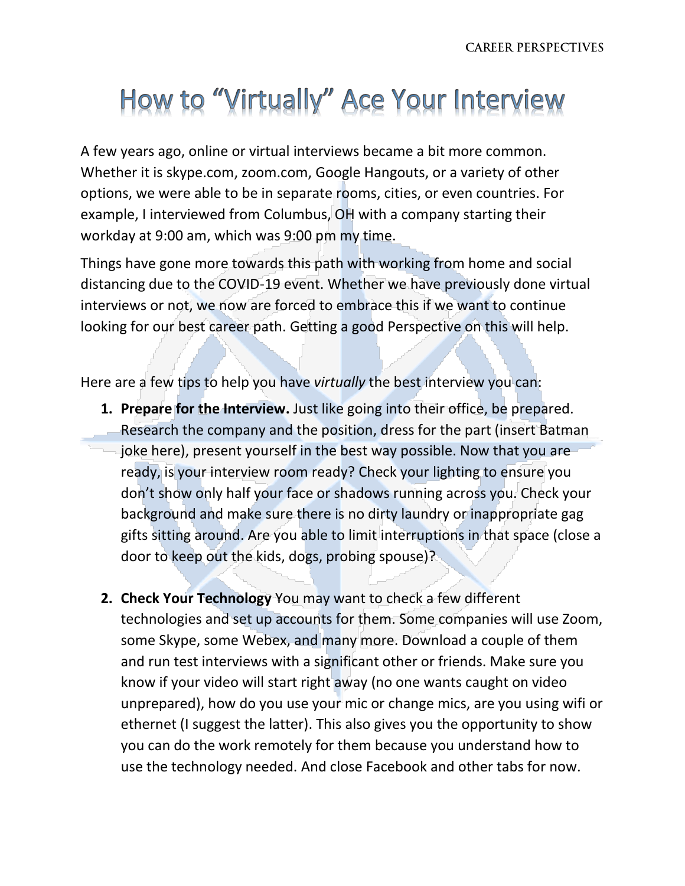# How to "Virtually" Ace Your Interview

A few years ago, online or virtual interviews became a bit more common. Whether it is skype.com, zoom.com, Google Hangouts, or a variety of other options, we were able to be in separate rooms, cities, or even countries. For example, I interviewed from Columbus, OH with a company starting their workday at 9:00 am, which was 9:00 pm my time.

Things have gone more towards this path with working from home and social distancing due to the COVID-19 event. Whether we have previously done virtual interviews or not, we now are forced to embrace this if we want to continue looking for our best career path. Getting a good Perspective on this will help.

Here are a few tips to help you have *virtually* the best interview you can:

1. **Prepare for the Interview.** Just like going into their office, be prepared. Research the company and the position, dress for the part (insert Batman joke here), present yourself in the best way possible. Now that you are ready, is your interview room ready? Check your lighting to ensure you don't show only half your face or shadows running across you. Check your background and make sure there is no dirty laundry or inappropriate gag gifts sitting around. Are you able to limit interruptions in that space (close a door to keep out the kids, dogs, probing spouse)?

2. **Check Your Technology** You may want to check a few different technologies and set up accounts for them. Some companies will use Zoom, some Skype, some Webex, and many more. Download a couple of them and run test interviews with a significant other or friends. Make sure you know if your video will start right away (no one wants caught on video unprepared), how do you use your mic or change mics, are you using wifi or ethernet (I suggest the latter). This also gives you the opportunity to show you can do the work remotely for them because you understand how to use the technology needed. And close Facebook and other tabs for now.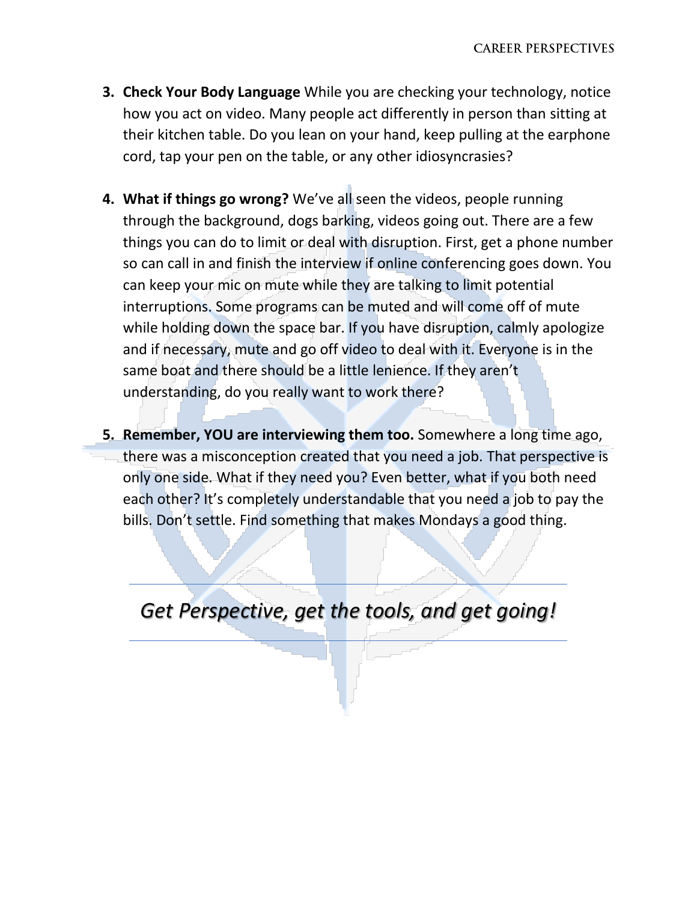3. **Check Your Body Language** While you are checking your technology, notice how you act on video. Many people act differently in person than sitting at their kitchen table. Do you lean on your hand, keep pulling at the earphone cord, tap your pen on the table, or any other idiosyncrasies?

4. **What if things go wrong?** We've all seen the videos, people running through the background, dogs barking, videos going out. There are a few things you can do to limit or deal with disruption. First, get a phone number so can call in and finish the interview if online conferencing goes down. You can keep your mic on mute while they are talking to limit potential interruptions. Some programs can be muted and will come off of mute while holding down the space bar. If you have disruption, calmly apologize and if necessary, mute and go off video to deal with it. Everyone is in the same boat and there should be a little lenience. If they aren't understanding, do you really want to work there?

5. **Remember, YOU are interviewing them too.** Somewhere a long time ago, there was a misconception created that you need a job. That perspective is only one side. What if they need you? Even better, what if you both need each other? It's completely understandable that you need a job to pay the bills. Don't settle. Find something that makes Mondays a good thing.

---

*Get Perspective, get the tools, and get going!*

---